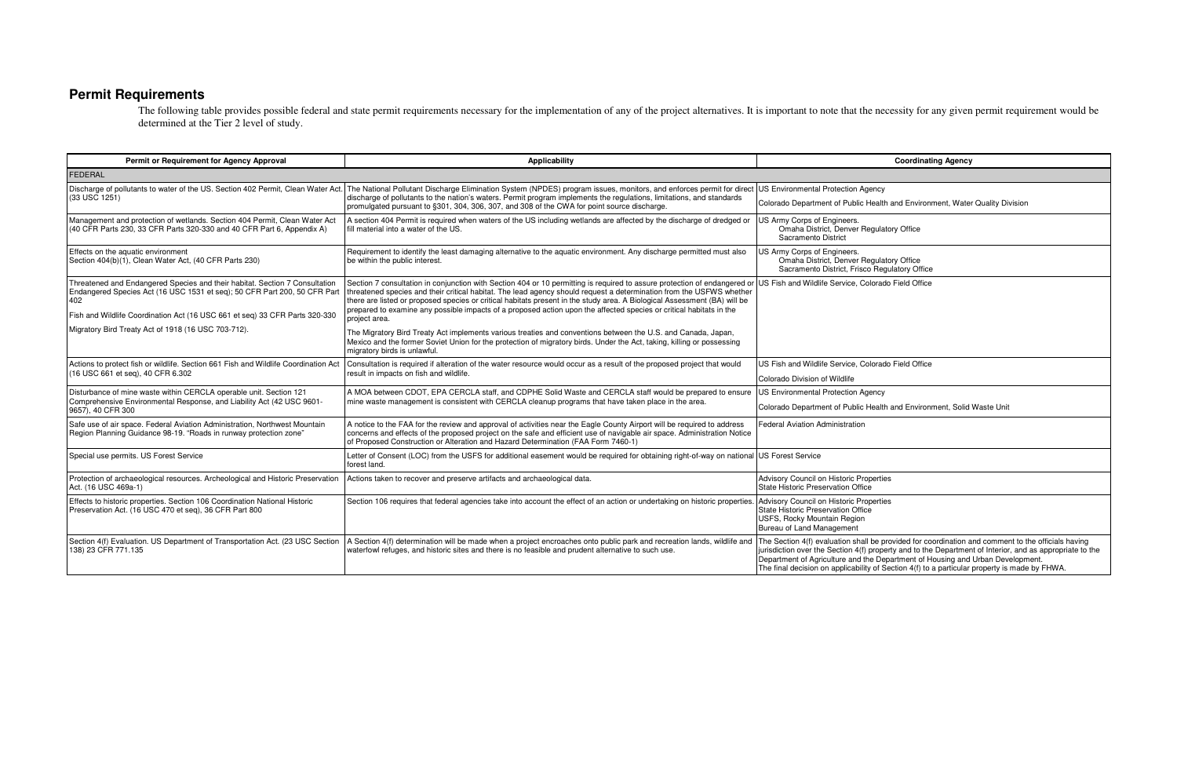## Permit Requirements

The following table provides possible federal and state permit requirements necessary for the implementation of any of the project alternatives. It is important to note that the necessity for any given permit requirement would be determined at the Tier 2 level of study.

| Permit or Requirement for Agency Approval | Applicability | Coordinating Agency |
|---|---|---|
| FEDERAL | | |
| Discharge of pollutants to water of the US. Section 402 Permit, Clean Water Act. (33 USC 1251) | The National Pollutant Discharge Elimination System (NPDES) program issues, monitors, and enforces permit for direct discharge of pollutants to the nation's waters. Permit program implements the regulations, limitations, and standards promulgated pursuant to §301, 304, 306, 307, and 308 of the CWA for point source discharge. | US Environmental Protection Agency<br>Colorado Department of Public Health and Environment, Water Quality Division |
| Management and protection of wetlands. Section 404 Permit, Clean Water Act (40 CFR Parts 230, 33 CFR Parts 320-330 and 40 CFR Part 6, Appendix A) | A section 404 Permit is required when waters of the US including wetlands are affected by the discharge of dredged or fill material into a water of the US. | US Army Corps of Engineers.<br>Omaha District, Denver Regulatory Office<br>Sacramento District |
| Effects on the aquatic environment<br>Section 404(b)(1), Clean Water Act, (40 CFR Parts 230) | Requirement to identify the least damaging alternative to the aquatic environment. Any discharge permitted must also be within the public interest. | US Army Corps of Engineers.<br>Omaha District, Denver Regulatory Office<br>Sacramento District, Frisco Regulatory Office |
| Threatened and Endangered Species and their habitat. Section 7 Consultation Endangered Species Act (16 USC 1531 et seq); 50 CFR Part 200, 50 CFR Part 402<br>Fish and Wildlife Coordination Act (16 USC 661 et seq) 33 CFR Parts 320-330<br>Migratory Bird Treaty Act of 1918 (16 USC 703-712). | Section 7 consultation in conjunction with Section 404 or 10 permitting is required to assure protection of endangered or threatened species and their critical habitat. The lead agency should request a determination from the USFWS whether there are listed or proposed species or critical habitats present in the study area. A Biological Assessment (BA) will be prepared to examine any possible impacts of a proposed action upon the affected species or critical habitats in the project area.<br>The Migratory Bird Treaty Act implements various treaties and conventions between the U.S. and Canada, Japan, Mexico and the former Soviet Union for the protection of migratory birds. Under the Act, taking, killing or possessing migratory birds is unlawful. | US Fish and Wildlife Service, Colorado Field Office |
| Actions to protect fish or wildlife. Section 661 Fish and Wildlife Coordination Act (16 USC 661 et seq), 40 CFR 6.302 | Consultation is required if alteration of the water resource would occur as a result of the proposed project that would result in impacts on fish and wildlife. | US Fish and Wildlife Service, Colorado Field Office<br>Colorado Division of Wildlife |
| Disturbance of mine waste within CERCLA operable unit. Section 121 Comprehensive Environmental Response, and Liability Act (42 USC 9601-9657), 40 CFR 300 | A MOA between CDOT, EPA CERCLA staff, and CDPHE Solid Waste and CERCLA staff would be prepared to ensure mine waste management is consistent with CERCLA cleanup programs that have taken place in the area. | US Environmental Protection Agency<br>Colorado Department of Public Health and Environment, Solid Waste Unit |
| Safe use of air space. Federal Aviation Administration, Northwest Mountain Region Planning Guidance 98-19. "Roads in runway protection zone" | A notice to the FAA for the review and approval of activities near the Eagle County Airport will be required to address concerns and effects of the proposed project on the safe and efficient use of navigable air space. Administration Notice of Proposed Construction or Alteration and Hazard Determination (FAA Form 7460-1) | Federal Aviation Administration |
| Special use permits. US Forest Service | Letter of Consent (LOC) from the USFS for additional easement would be required for obtaining right-of-way on national forest land. | US Forest Service |
| Protection of archaeological resources. Archeological and Historic Preservation Act. (16 USC 469a-1) | Actions taken to recover and preserve artifacts and archaeological data. | Advisory Council on Historic Properties<br>State Historic Preservation Office |
| Effects to historic properties. Section 106 Coordination National Historic Preservation Act. (16 USC 470 et seq), 36 CFR Part 800 | Section 106 requires that federal agencies take into account the effect of an action or undertaking on historic properties. | Advisory Council on Historic Properties<br>State Historic Preservation Office<br>USFS, Rocky Mountain Region<br>Bureau of Land Management |
| Section 4(f) Evaluation. US Department of Transportation Act. (23 USC Section 138) 23 CFR 771.135 | A Section 4(f) determination will be made when a project encroaches onto public park and recreation lands, wildlife and waterfowl refuges, and historic sites and there is no feasible and prudent alternative to such use. | The Section 4(f) evaluation shall be provided for coordination and comment to the officials having jurisdiction over the Section 4(f) property and to the Department of Interior, and as appropriate to the Department of Agriculture and the Department of Housing and Urban Development.<br>The final decision on applicability of Section 4(f) to a particular property is made by FHWA. |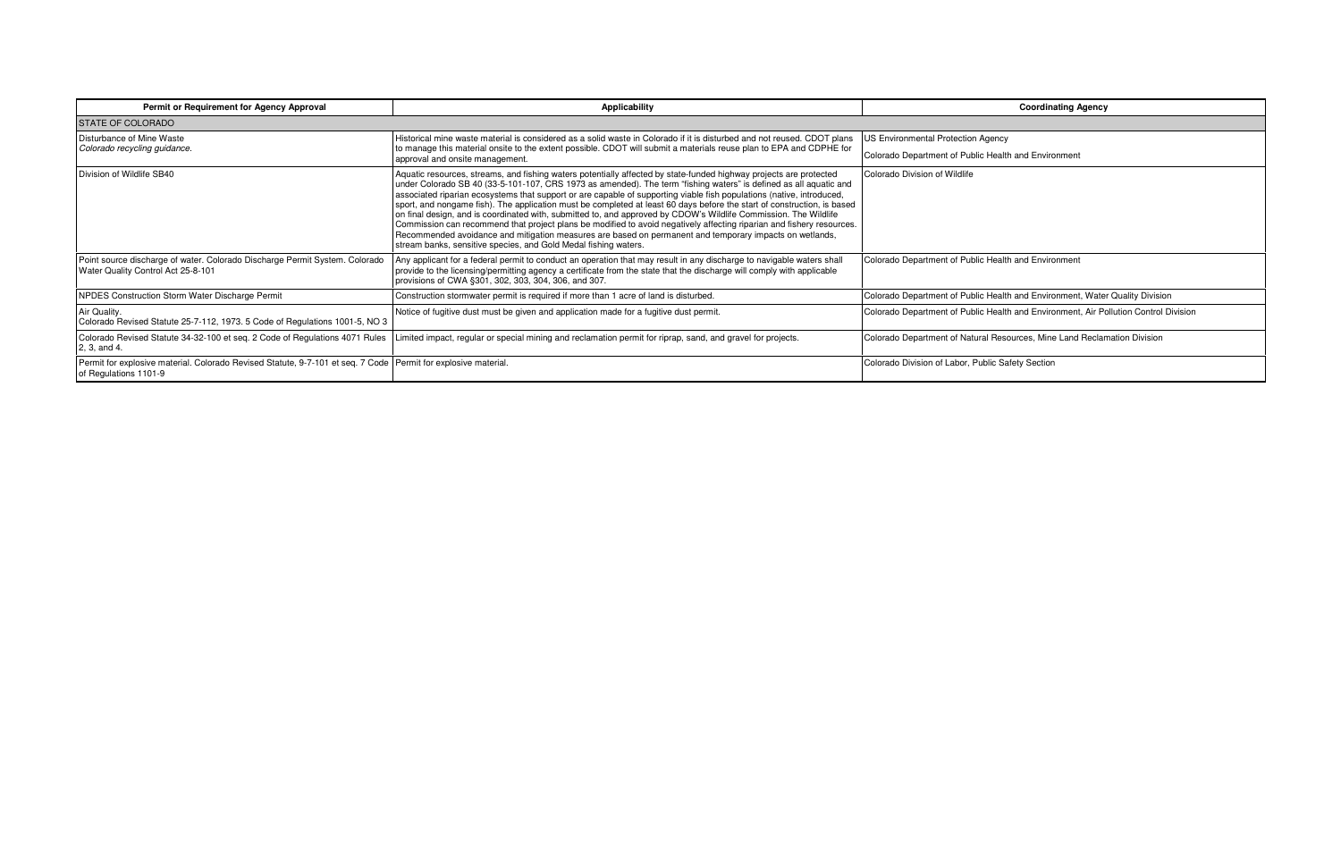| Permit or Requirement for Agency Approval | Applicability | Coordinating Agency |
|---|---|---|
| STATE OF COLORADO | | |
| Disturbance of Mine Waste<br>*Colorado recycling guidance.* | Historical mine waste material is considered as a solid waste in Colorado if it is disturbed and not reused. CDOT plans to manage this material onsite to the extent possible. CDOT will submit a materials reuse plan to EPA and CDPHE for approval and onsite management. | US Environmental Protection Agency<br>Colorado Department of Public Health and Environment |
| Division of Wildlife SB40 | Aquatic resources, streams, and fishing waters potentially affected by state-funded highway projects are protected under Colorado SB 40 (33-5-101-107, CRS 1973 as amended). The term "fishing waters" is defined as all aquatic and associated riparian ecosystems that support or are capable of supporting viable fish populations (native, introduced, sport, and nongame fish). The application must be completed at least 60 days before the start of construction, is based on final design, and is coordinated with, submitted to, and approved by CDOW's Wildlife Commission. The Wildlife Commission can recommend that project plans be modified to avoid negatively affecting riparian and fishery resources. Recommended avoidance and mitigation measures are based on permanent and temporary impacts on wetlands, stream banks, sensitive species, and Gold Medal fishing waters. | Colorado Division of Wildlife |
| Point source discharge of water. Colorado Discharge Permit System. Colorado Water Quality Control Act 25-8-101 | Any applicant for a federal permit to conduct an operation that may result in any discharge to navigable waters shall provide to the licensing/permitting agency a certificate from the state that the discharge will comply with applicable provisions of CWA §301, 302, 303, 304, 306, and 307. | Colorado Department of Public Health and Environment |
| NPDES Construction Storm Water Discharge Permit | Construction stormwater permit is required if more than 1 acre of land is disturbed. | Colorado Department of Public Health and Environment, Water Quality Division |
| Air Quality.<br>Colorado Revised Statute 25-7-112, 1973. 5 Code of Regulations 1001-5, NO 3 | Notice of fugitive dust must be given and application made for a fugitive dust permit. | Colorado Department of Public Health and Environment, Air Pollution Control Division |
| Colorado Revised Statute 34-32-100 et seq. 2 Code of Regulations 4071 Rules 2, 3, and 4. | Limited impact, regular or special mining and reclamation permit for riprap, sand, and gravel for projects. | Colorado Department of Natural Resources, Mine Land Reclamation Division |
| Permit for explosive material. Colorado Revised Statute, 9-7-101 et seq. 7 Code of Regulations 1101-9 | Permit for explosive material. | Colorado Division of Labor, Public Safety Section |